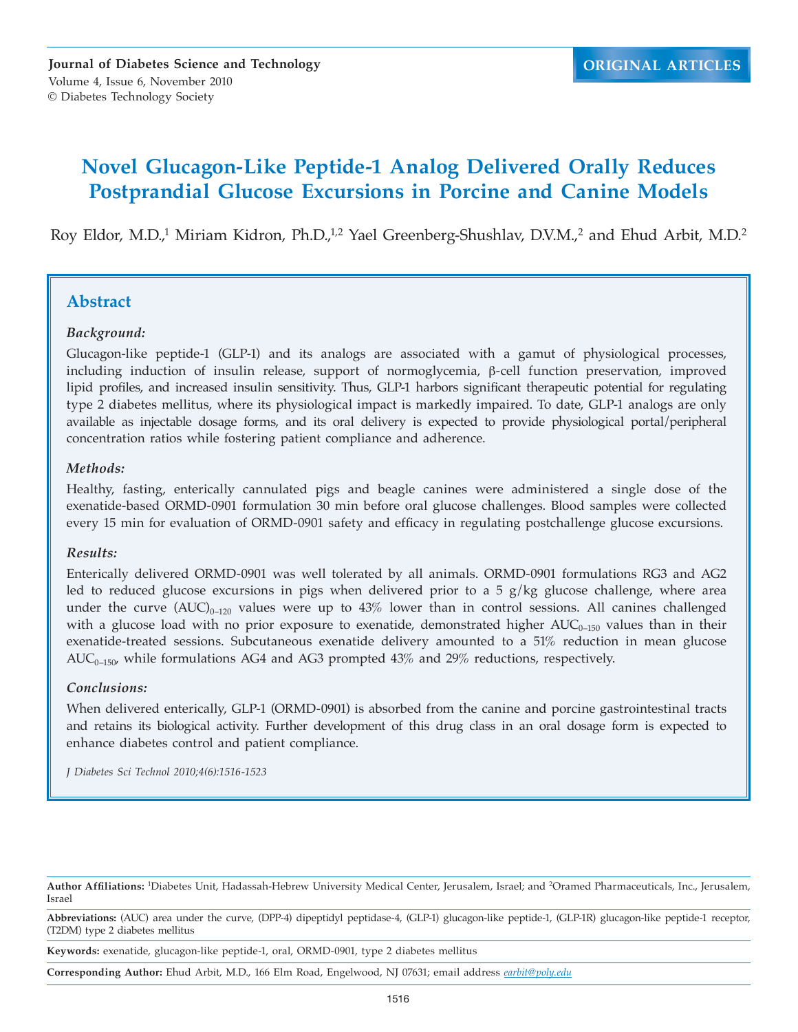Journal of Diabetes Science and Technology
Volume 4, Issue 6, November 2010
© Diabetes Technology Society

ORIGINAL ARTICLES

# Novel Glucagon-Like Peptide-1 Analog Delivered Orally Reduces Postprandial Glucose Excursions in Porcine and Canine Models

Roy Eldor, M.D.,[1] Miriam Kidron, Ph.D.,[1,2] Yael Greenberg-Shushlav, D.V.M.,[2] and Ehud Arbit, M.D.[2]

## Abstract

### *Background:*

Glucagon-like peptide-1 (GLP-1) and its analogs are associated with a gamut of physiological processes, including induction of insulin release, support of normoglycemia, β-cell function preservation, improved lipid profiles, and increased insulin sensitivity. Thus, GLP-1 harbors significant therapeutic potential for regulating type 2 diabetes mellitus, where its physiological impact is markedly impaired. To date, GLP-1 analogs are only available as injectable dosage forms, and its oral delivery is expected to provide physiological portal/peripheral concentration ratios while fostering patient compliance and adherence.

### *Methods:*

Healthy, fasting, enterically cannulated pigs and beagle canines were administered a single dose of the exenatide-based ORMD-0901 formulation 30 min before oral glucose challenges. Blood samples were collected every 15 min for evaluation of ORMD-0901 safety and efficacy in regulating postchallenge glucose excursions.

### *Results:*

Enterically delivered ORMD-0901 was well tolerated by all animals. ORMD-0901 formulations RG3 and AG2 led to reduced glucose excursions in pigs when delivered prior to a 5 g/kg glucose challenge, where area under the curve $(AUC)_{0-120}$ values were up to 43% lower than in control sessions. All canines challenged with a glucose load with no prior exposure to exenatide, demonstrated higher $AUC_{0-150}$ values than in their exenatide-treated sessions. Subcutaneous exenatide delivery amounted to a 51% reduction in mean glucose $AUC_{0-150}$, while formulations AG4 and AG3 prompted 43% and 29% reductions, respectively.

### *Conclusions:*

When delivered enterically, GLP-1 (ORMD-0901) is absorbed from the canine and porcine gastrointestinal tracts and retains its biological activity. Further development of this drug class in an oral dosage form is expected to enhance diabetes control and patient compliance.

*J Diabetes Sci Technol 2010;4(6):1516-1523*

---

**Author Affiliations:** [1]Diabetes Unit, Hadassah-Hebrew University Medical Center, Jerusalem, Israel; and [2]Oramed Pharmaceuticals, Inc., Jerusalem, Israel

**Abbreviations:** (AUC) area under the curve, (DPP-4) dipeptidyl peptidase-4, (GLP-1) glucagon-like peptide-1, (GLP-1R) glucagon-like peptide-1 receptor, (T2DM) type 2 diabetes mellitus

**Keywords:** exenatide, glucagon-like peptide-1, oral, ORMD-0901, type 2 diabetes mellitus

**Corresponding Author:** Ehud Arbit, M.D., 166 Elm Road, Engelwood, NJ 07631; email address earbit@poly.edu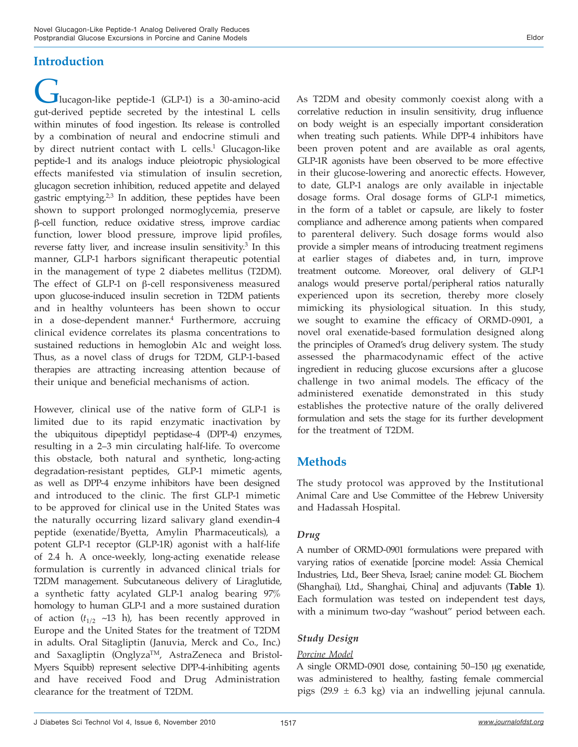## Introduction

Glucagon-like peptide-1 (GLP-1) is a 30-amino-acid gut-derived peptide secreted by the intestinal L cells within minutes of food ingestion. Its release is controlled by a combination of neural and endocrine stimuli and by direct nutrient contact with L cells.[1] Glucagon-like peptide-1 and its analogs induce pleiotropic physiological effects manifested via stimulation of insulin secretion, glucagon secretion inhibition, reduced appetite and delayed gastric emptying.[2,3] In addition, these peptides have been shown to support prolonged normoglycemia, preserve β-cell function, reduce oxidative stress, improve cardiac function, lower blood pressure, improve lipid profiles, reverse fatty liver, and increase insulin sensitivity.[3] In this manner, GLP-1 harbors significant therapeutic potential in the management of type 2 diabetes mellitus (T2DM). The effect of GLP-1 on β-cell responsiveness measured upon glucose-induced insulin secretion in T2DM patients and in healthy volunteers has been shown to occur in a dose-dependent manner.[4] Furthermore, accruing clinical evidence correlates its plasma concentrations to sustained reductions in hemoglobin A1c and weight loss. Thus, as a novel class of drugs for T2DM, GLP-1-based therapies are attracting increasing attention because of their unique and beneficial mechanisms of action.

However, clinical use of the native form of GLP-1 is limited due to its rapid enzymatic inactivation by the ubiquitous dipeptidyl peptidase-4 (DPP-4) enzymes, resulting in a 2–3 min circulating half-life. To overcome this obstacle, both natural and synthetic, long-acting degradation-resistant peptides, GLP-1 mimetic agents, as well as DPP-4 enzyme inhibitors have been designed and introduced to the clinic. The first GLP-1 mimetic to be approved for clinical use in the United States was the naturally occurring lizard salivary gland exendin-4 peptide (exenatide/Byetta, Amylin Pharmaceuticals), a potent GLP-1 receptor (GLP-1R) agonist with a half-life of 2.4 h. A once-weekly, long-acting exenatide release formulation is currently in advanced clinical trials for T2DM management. Subcutaneous delivery of Liraglutide, a synthetic fatty acylated GLP-1 analog bearing 97% homology to human GLP-1 and a more sustained duration of action ($t_{1/2}$ ~13 h), has been recently approved in Europe and the United States for the treatment of T2DM in adults. Oral Sitagliptin (Januvia, Merck and Co., Inc.) and Saxagliptin (Onglyza™, AstraZeneca and Bristol-Myers Squibb) represent selective DPP-4-inhibiting agents and have received Food and Drug Administration clearance for the treatment of T2DM.

As T2DM and obesity commonly coexist along with a correlative reduction in insulin sensitivity, drug influence on body weight is an especially important consideration when treating such patients. While DPP-4 inhibitors have been proven potent and are available as oral agents, GLP-1R agonists have been observed to be more effective in their glucose-lowering and anorectic effects. However, to date, GLP-1 analogs are only available in injectable dosage forms. Oral dosage forms of GLP-1 mimetics, in the form of a tablet or capsule, are likely to foster compliance and adherence among patients when compared to parenteral delivery. Such dosage forms would also provide a simpler means of introducing treatment regimens at earlier stages of diabetes and, in turn, improve treatment outcome. Moreover, oral delivery of GLP-1 analogs would preserve portal/peripheral ratios naturally experienced upon its secretion, thereby more closely mimicking its physiological situation. In this study, we sought to examine the efficacy of ORMD-0901, a novel oral exenatide-based formulation designed along the principles of Oramed's drug delivery system. The study assessed the pharmacodynamic effect of the active ingredient in reducing glucose excursions after a glucose challenge in two animal models. The efficacy of the administered exenatide demonstrated in this study establishes the protective nature of the orally delivered formulation and sets the stage for its further development for the treatment of T2DM.

## Methods

The study protocol was approved by the Institutional Animal Care and Use Committee of the Hebrew University and Hadassah Hospital.

### *Drug*

A number of ORMD-0901 formulations were prepared with varying ratios of exenatide [porcine model: Assia Chemical Industries, Ltd., Beer Sheva, Israel; canine model: GL Biochem (Shanghai), Ltd., Shanghai, China] and adjuvants (**Table 1**). Each formulation was tested on independent test days, with a minimum two-day "washout" period between each.

### *Study Design*

#### Porcine Model

A single ORMD-0901 dose, containing 50–150 μg exenatide, was administered to healthy, fasting female commercial pigs (29.9 ± 6.3 kg) via an indwelling jejunal cannula.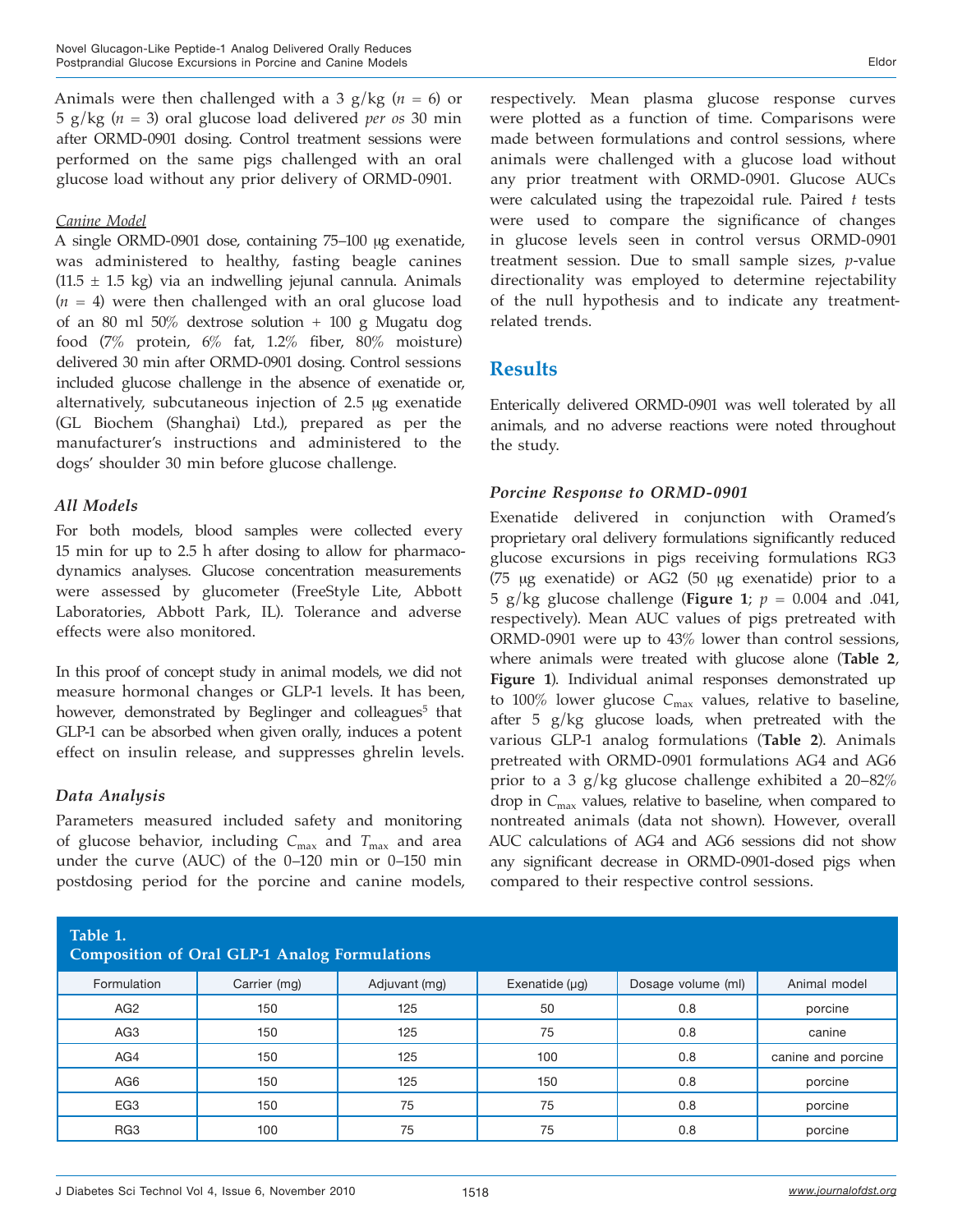Animals were then challenged with a 3 g/kg ($n$ = 6) or 5 g/kg ($n$ = 3) oral glucose load delivered *per os* 30 min after ORMD-0901 dosing. Control treatment sessions were performed on the same pigs challenged with an oral glucose load without any prior delivery of ORMD-0901.

### Canine Model

A single ORMD-0901 dose, containing 75–100 μg exenatide, was administered to healthy, fasting beagle canines (11.5 ± 1.5 kg) via an indwelling jejunal cannula. Animals ($n$ = 4) were then challenged with an oral glucose load of an 80 ml 50% dextrose solution + 100 g Mugatu dog food (7% protein, 6% fat, 1.2% fiber, 80% moisture) delivered 30 min after ORMD-0901 dosing. Control sessions included glucose challenge in the absence of exenatide or, alternatively, subcutaneous injection of 2.5 μg exenatide (GL Biochem (Shanghai) Ltd.), prepared as per the manufacturer's instructions and administered to the dogs' shoulder 30 min before glucose challenge.

### All Models

For both models, blood samples were collected every 15 min for up to 2.5 h after dosing to allow for pharmacodynamics analyses. Glucose concentration measurements were assessed by glucometer (FreeStyle Lite, Abbott Laboratories, Abbott Park, IL). Tolerance and adverse effects were also monitored.

In this proof of concept study in animal models, we did not measure hormonal changes or GLP-1 levels. It has been, however, demonstrated by Beglinger and colleagues[5] that GLP-1 can be absorbed when given orally, induces a potent effect on insulin release, and suppresses ghrelin levels.

### Data Analysis

Parameters measured included safety and monitoring of glucose behavior, including $C_{max}$ and $T_{max}$ and area under the curve (AUC) of the 0–120 min or 0–150 min postdosing period for the porcine and canine models, respectively. Mean plasma glucose response curves were plotted as a function of time. Comparisons were made between formulations and control sessions, where animals were challenged with a glucose load without any prior treatment with ORMD-0901. Glucose AUCs were calculated using the trapezoidal rule. Paired $t$ tests were used to compare the significance of changes in glucose levels seen in control versus ORMD-0901 treatment session. Due to small sample sizes, $p$-value directionality was employed to determine rejectability of the null hypothesis and to indicate any treatment-related trends.

## Results

Enterically delivered ORMD-0901 was well tolerated by all animals, and no adverse reactions were noted throughout the study.

### Porcine Response to ORMD-0901

Exenatide delivered in conjunction with Oramed's proprietary oral delivery formulations significantly reduced glucose excursions in pigs receiving formulations RG3 (75 μg exenatide) or AG2 (50 μg exenatide) prior to a 5 g/kg glucose challenge (**Figure 1**; $p$ = 0.004 and .041, respectively). Mean AUC values of pigs pretreated with ORMD-0901 were up to 43% lower than control sessions, where animals were treated with glucose alone (**Table 2**, **Figure 1**). Individual animal responses demonstrated up to 100% lower glucose $C_{max}$ values, relative to baseline, after 5 g/kg glucose loads, when pretreated with the various GLP-1 analog formulations (**Table 2**). Animals pretreated with ORMD-0901 formulations AG4 and AG6 prior to a 3 g/kg glucose challenge exhibited a 20–82% drop in $C_{max}$ values, relative to baseline, when compared to nontreated animals (data not shown). However, overall AUC calculations of AG4 and AG6 sessions did not show any significant decrease in ORMD-0901-dosed pigs when compared to their respective control sessions.

**Table 1.**
**Composition of Oral GLP-1 Analog Formulations**

| Formulation | Carrier (mg) | Adjuvant (mg) | Exenatide (μg) | Dosage volume (ml) | Animal model |
|---|---|---|---|---|---|
| AG2 | 150 | 125 | 50 | 0.8 | porcine |
| AG3 | 150 | 125 | 75 | 0.8 | canine |
| AG4 | 150 | 125 | 100 | 0.8 | canine and porcine |
| AG6 | 150 | 125 | 150 | 0.8 | porcine |
| EG3 | 150 | 75 | 75 | 0.8 | porcine |
| RG3 | 100 | 75 | 75 | 0.8 | porcine |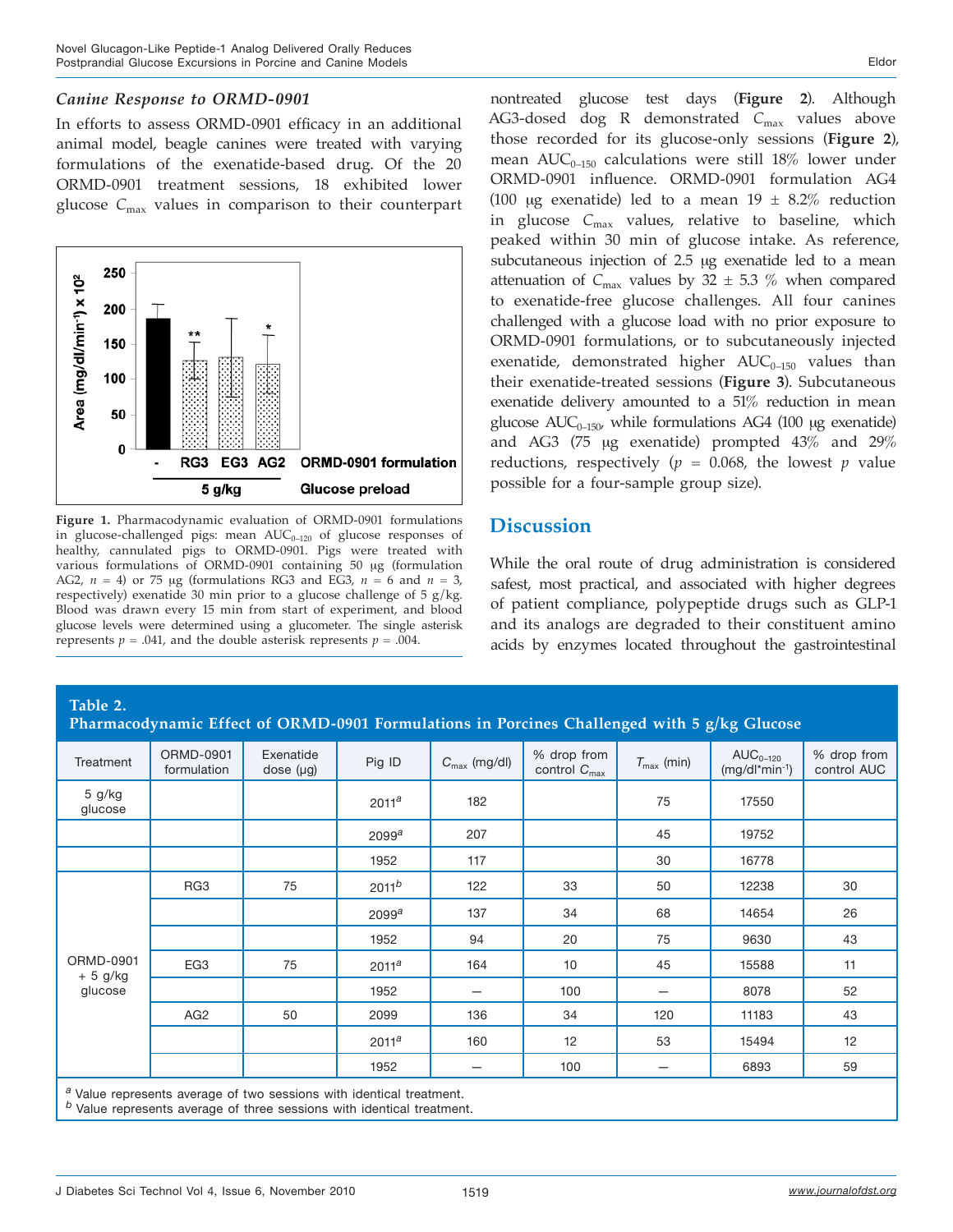### *Canine Response to ORMD-0901*

In efforts to assess ORMD-0901 efficacy in an additional animal model, beagle canines were treated with varying formulations of the exenatide-based drug. Of the 20 ORMD-0901 treatment sessions, 18 exhibited lower glucose $C_{max}$ values in comparison to their counterpart nontreated glucose test days (**Figure 2**). Although AG3-dosed dog R demonstrated $C_{max}$ values above those recorded for its glucose-only sessions (**Figure 2**), mean $AUC_{0-150}$ calculations were still 18% lower under ORMD-0901 influence. ORMD-0901 formulation AG4 (100 μg exenatide) led to a mean 19 ± 8.2% reduction in glucose $C_{max}$ values, relative to baseline, which peaked within 30 min of glucose intake. As reference, subcutaneous injection of 2.5 μg exenatide led to a mean attenuation of $C_{max}$ values by 32 ± 5.3 % when compared to exenatide-free glucose challenges. All four canines challenged with a glucose load with no prior exposure to ORMD-0901 formulations, or to subcutaneously injected exenatide, demonstrated higher $AUC_{0-150}$ values than their exenatide-treated sessions (**Figure 3**). Subcutaneous exenatide delivery amounted to a 51% reduction in mean glucose $AUC_{0-150}$, while formulations AG4 (100 μg exenatide) and AG3 (75 μg exenatide) prompted 43% and 29% reductions, respectively ($p$ = 0.068, the lowest $p$ value possible for a four-sample group size).

**Figure 1.** Pharmacodynamic evaluation of ORMD-0901 formulations in glucose-challenged pigs: mean $AUC_{0-120}$ of glucose responses of healthy, cannulated pigs to ORMD-0901. Pigs were treated with various formulations of ORMD-0901 containing 50 μg (formulation AG2, $n$ = 4) or 75 μg (formulations RG3 and EG3, $n$ = 6 and $n$ = 3, respectively) exenatide 30 min prior to a glucose challenge of 5 g/kg. Blood was drawn every 15 min from start of experiment, and blood glucose levels were determined using a glucometer. The single asterisk represents $p$ = .041, and the double asterisk represents $p$ = .004.

## Discussion

While the oral route of drug administration is considered safest, most practical, and associated with higher degrees of patient compliance, polypeptide drugs such as GLP-1 and its analogs are degraded to their constituent amino acids by enzymes located throughout the gastrointestinal

**Table 2.**
**Pharmacodynamic Effect of ORMD-0901 Formulations in Porcines Challenged with 5 g/kg Glucose**

| Treatment | ORMD-0901 formulation | Exenatide dose (μg) | Pig ID | $C_{max}$ (mg/dl) | % drop from control $C_{max}$ | $T_{max}$ (min) | $AUC_{0-120}$ (mg/dl*min$^{-1}$) | % drop from control AUC |
|---|---|---|---|---|---|---|---|---|
| 5 g/kg glucose | | | 2011[a] | 182 | | 75 | 17550 | |
| | | | 2099[a] | 207 | | 45 | 19752 | |
| | | | 1952 | 117 | | 30 | 16778 | |
| ORMD-0901 + 5 g/kg glucose | RG3 | 75 | 2011[b] | 122 | 33 | 50 | 12238 | 30 |
| | | | 2099[a] | 137 | 34 | 68 | 14654 | 26 |
| | | | 1952 | 94 | 20 | 75 | 9630 | 43 |
| | EG3 | 75 | 2011[a] | 164 | 10 | 45 | 15588 | 11 |
| | | | 1952 | — | 100 | — | 8078 | 52 |
| | AG2 | 50 | 2099 | 136 | 34 | 120 | 11183 | 43 |
| | | | 2011[a] | 160 | 12 | 53 | 15494 | 12 |
| | | | 1952 | — | 100 | — | 6893 | 59 |

[a] Value represents average of two sessions with identical treatment.
[b] Value represents average of three sessions with identical treatment.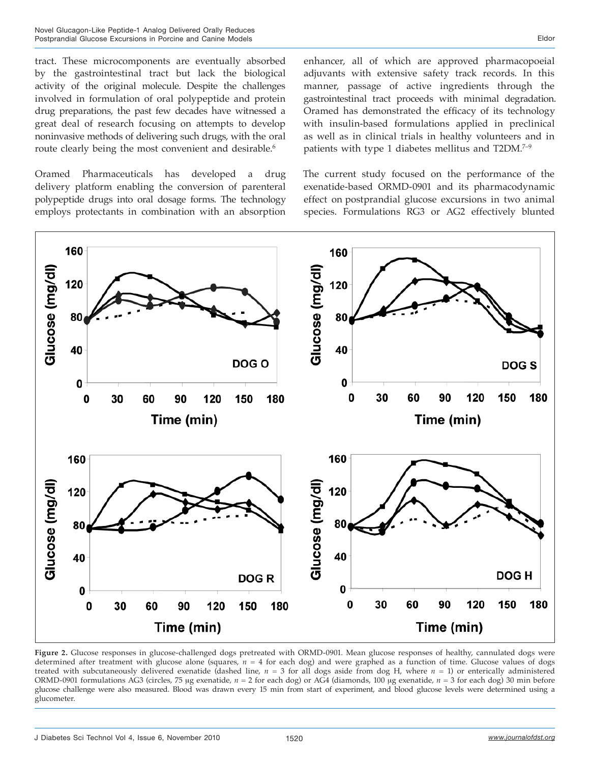tract. These microcomponents are eventually absorbed by the gastrointestinal tract but lack the biological activity of the original molecule. Despite the challenges involved in formulation of oral polypeptide and protein drug preparations, the past few decades have witnessed a great deal of research focusing on attempts to develop noninvasive methods of delivering such drugs, with the oral route clearly being the most convenient and desirable.[6]

Oramed Pharmaceuticals has developed a drug delivery platform enabling the conversion of parenteral polypeptide drugs into oral dosage forms. The technology employs protectants in combination with an absorption enhancer, all of which are approved pharmacopoeial adjuvants with extensive safety track records. In this manner, passage of active ingredients through the gastrointestinal tract proceeds with minimal degradation. Oramed has demonstrated the efficacy of its technology with insulin-based formulations applied in preclinical as well as in clinical trials in healthy volunteers and in patients with type 1 diabetes mellitus and T2DM.[7–9]

The current study focused on the performance of the exenatide-based ORMD-0901 and its pharmacodynamic effect on postprandial glucose excursions in two animal species. Formulations RG3 or AG2 effectively blunted

**Figure 2.** Glucose responses in glucose-challenged dogs pretreated with ORMD-0901. Mean glucose responses of healthy, cannulated dogs were determined after treatment with glucose alone (squares, $n = 4$ for each dog) and were graphed as a function of time. Glucose values of dogs treated with subcutaneously delivered exenatide (dashed line, $n = 3$ for all dogs aside from dog H, where $n = 1$) or enterically administered ORMD-0901 formulations AG3 (circles, 75 μg exenatide, $n = 2$ for each dog) or AG4 (diamonds, 100 μg exenatide, $n = 3$ for each dog) 30 min before glucose challenge were also measured. Blood was drawn every 15 min from start of experiment, and blood glucose levels were determined using a glucometer.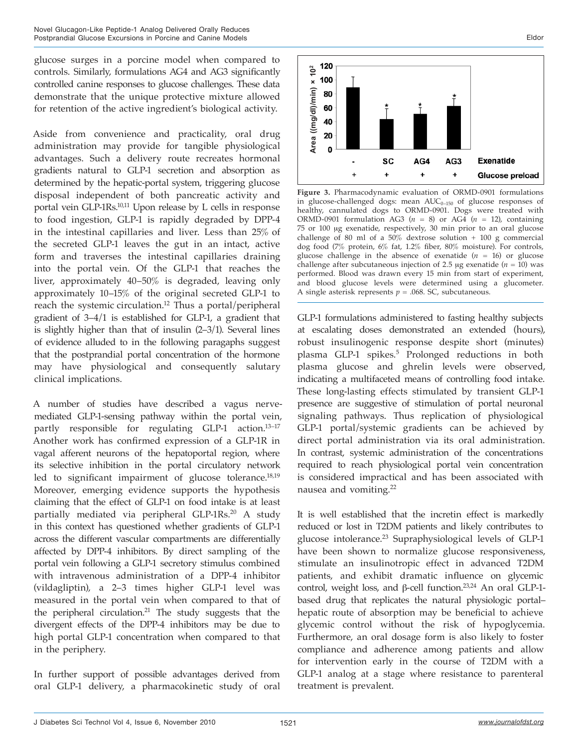glucose surges in a porcine model when compared to controls. Similarly, formulations AG4 and AG3 significantly controlled canine responses to glucose challenges. These data demonstrate that the unique protective mixture allowed for retention of the active ingredient's biological activity.

Aside from convenience and practicality, oral drug administration may provide for tangible physiological advantages. Such a delivery route recreates hormonal gradients natural to GLP-1 secretion and absorption as determined by the hepatic-portal system, triggering glucose disposal independent of both pancreatic activity and portal vein GLP-1Rs.[10,11] Upon release by L cells in response to food ingestion, GLP-1 is rapidly degraded by DPP-4 in the intestinal capillaries and liver. Less than 25% of the secreted GLP-1 leaves the gut in an intact, active form and traverses the intestinal capillaries draining into the portal vein. Of the GLP-1 that reaches the liver, approximately 40–50% is degraded, leaving only approximately 10–15% of the original secreted GLP-1 to reach the systemic circulation.[12] Thus a portal/peripheral gradient of 3–4/1 is established for GLP-1, a gradient that is slightly higher than that of insulin (2–3/1). Several lines of evidence alluded to in the following paragaphs suggest that the postprandial portal concentration of the hormone may have physiological and consequently salutary clinical implications.

A number of studies have described a vagus nerve-mediated GLP-1-sensing pathway within the portal vein, partly responsible for regulating GLP-1 action.[13–17] Another work has confirmed expression of a GLP-1R in vagal afferent neurons of the hepatoportal region, where its selective inhibition in the portal circulatory network led to significant impairment of glucose tolerance.[18,19] Moreover, emerging evidence supports the hypothesis claiming that the effect of GLP-1 on food intake is at least partially mediated via peripheral GLP-1Rs.[20] A study in this context has questioned whether gradients of GLP-1 across the different vascular compartments are differentially affected by DPP-4 inhibitors. By direct sampling of the portal vein following a GLP-1 secretory stimulus combined with intravenous administration of a DPP-4 inhibitor (vildagliptin), a 2–3 times higher GLP-1 level was measured in the portal vein when compared to that of the peripheral circulation.[21] The study suggests that the divergent effects of the DPP-4 inhibitors may be due to high portal GLP-1 concentration when compared to that in the periphery.

In further support of possible advantages derived from oral GLP-1 delivery, a pharmacokinetic study of oral GLP-1 formulations administered to fasting healthy subjects at escalating doses demonstrated an extended (hours), robust insulinogenic response despite short (minutes) plasma GLP-1 spikes.[5] Prolonged reductions in both plasma glucose and ghrelin levels were observed, indicating a multifaceted means of controlling food intake. These long-lasting effects stimulated by transient GLP-1 presence are suggestive of stimulation of portal neuronal signaling pathways. Thus replication of physiological GLP-1 portal/systemic gradients can be achieved by direct portal administration via its oral administration. In contrast, systemic administration of the concentrations required to reach physiological portal vein concentration is considered impractical and has been associated with nausea and vomiting.[22]

**Figure 3.** Pharmacodynamic evaluation of ORMD-0901 formulations in glucose-challenged dogs: mean $AUC_{0–150}$ of glucose responses of healthy, cannulated dogs to ORMD-0901. Dogs were treated with ORMD-0901 formulation AG3 ($n = 8$) or AG4 ($n = 12$), containing 75 or 100 μg exenatide, respectively, 30 min prior to an oral glucose challenge of 80 ml of a 50% dextrose solution + 100 g commercial dog food (7% protein, 6% fat, 1.2% fiber, 80% moisture). For controls, glucose challenge in the absence of exenatide ($n = 16$) or glucose challenge after subcutaneous injection of 2.5 μg exenatide ($n = 10$) was performed. Blood was drawn every 15 min from start of experiment, and blood glucose levels were determined using a glucometer. A single asterisk represents $p = .068$. SC, subcutaneous.

It is well established that the incretin effect is markedly reduced or lost in T2DM patients and likely contributes to glucose intolerance.[23] Supraphysiological levels of GLP-1 have been shown to normalize glucose responsiveness, stimulate an insulinotropic effect in advanced T2DM patients, and exhibit dramatic influence on glycemic control, weight loss, and β-cell function.[23,24] An oral GLP-1-based drug that replicates the natural physiologic portal–hepatic route of absorption may be beneficial to achieve glycemic control without the risk of hypoglycemia. Furthermore, an oral dosage form is also likely to foster compliance and adherence among patients and allow for intervention early in the course of T2DM with a GLP-1 analog at a stage where resistance to parenteral treatment is prevalent.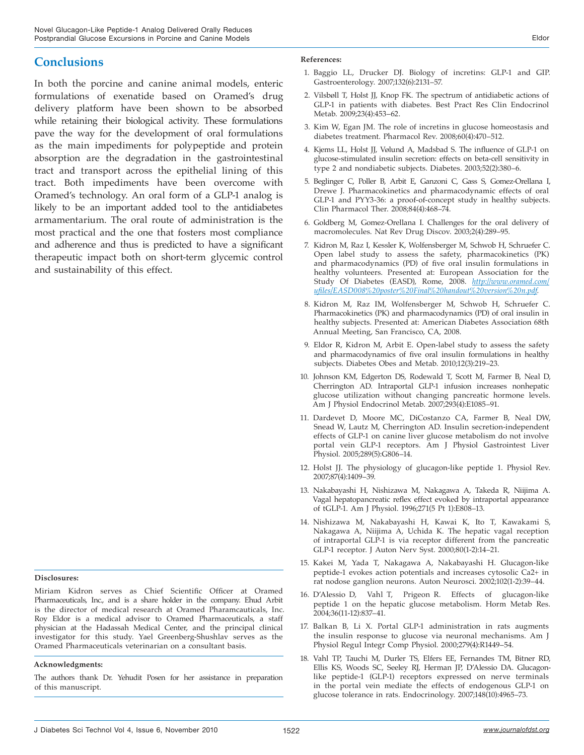## Conclusions

In both the porcine and canine animal models, enteric formulations of exenatide based on Oramed's drug delivery platform have been shown to be absorbed while retaining their biological activity. These formulations pave the way for the development of oral formulations as the main impediments for polypeptide and protein absorption are the degradation in the gastrointestinal tract and transport across the epithelial lining of this tract. Both impediments have been overcome with Oramed's technology. An oral form of a GLP-1 analog is likely to be an important added tool to the antidiabetes armamentarium. The oral route of administration is the most practical and the one that fosters most compliance and adherence and thus is predicted to have a significant therapeutic impact both on short-term glycemic control and sustainability of this effect.

**Disclosures:**

Miriam Kidron serves as Chief Scientific Officer at Oramed Pharmaceuticals, Inc., and is a share holder in the company. Ehud Arbit is the director of medical research at Oramed Pharamcauticals, Inc. Roy Eldor is a medical advisor to Oramed Pharmaceuticals, a staff physician at the Hadassah Medical Center, and the principal clinical investigator for this study. Yael Greenberg-Shushlav serves as the Oramed Pharmaceuticals veterinarian on a consultant basis.

**Acknowledgments:**

The authors thank Dr. Yehudit Posen for her assistance in preparation of this manuscript.

**References:**

1. Baggio LL, Drucker DJ. Biology of incretins: GLP-1 and GIP. Gastroenterology. 2007;132(6):2131–57.
2. Vilsbøll T, Holst JJ, Knop FK. The spectrum of antidiabetic actions of GLP-1 in patients with diabetes. Best Pract Res Clin Endocrinol Metab. 2009;23(4):453–62.
3. Kim W, Egan JM. The role of incretins in glucose homeostasis and diabetes treatment. Pharmacol Rev. 2008;60(4):470–512.
4. Kjems LL, Holst JJ, Vølund A, Madsbad S. The influence of GLP-1 on glucose-stimulated insulin secretion: effects on beta-cell sensitivity in type 2 and nondiabetic subjects. Diabetes. 2003;52(2):380–6.
5. Beglinger C, Poller B, Arbit E, Ganzoni C, Gass S, Gomez-Orellana I, Drewe J. Pharmacokinetics and pharmacodynamic effects of oral GLP-1 and PYY3-36: a proof-of-concept study in healthy subjects. Clin Pharmacol Ther. 2008;84(4):468–74.
6. Goldberg M, Gomez-Orellana I. Challenges for the oral delivery of macromolecules. Nat Rev Drug Discov. 2003;2(4):289–95.
7. Kidron M, Raz I, Kessler K, Wolfensberger M, Schwob H, Schruefer C. Open label study to assess the safety, pharmacokinetics (PK) and pharmacodynamics (PD) of five oral insulin formulations in healthy volunteers. Presented at: European Association for the Study Of Diabetes (EASD), Rome, 2008. *http://www.oramed.com/ufiles/EASD008%20poster%20Final%20handout%20version%20n.pdf*.
8. Kidron M, Raz IM, Wolfensberger M, Schwob H, Schruefer C. Pharmacokinetics (PK) and pharmacodynamics (PD) of oral insulin in healthy subjects. Presented at: American Diabetes Association 68th Annual Meeting, San Francisco, CA, 2008.
9. Eldor R, Kidron M, Arbit E. Open-label study to assess the safety and pharmacodynamics of five oral insulin formulations in healthy subjects. Diabetes Obes and Metab. 2010;12(3):219–23.
10. Johnson KM, Edgerton DS, Rodewald T, Scott M, Farmer B, Neal D, Cherrington AD. Intraportal GLP-1 infusion increases nonhepatic glucose utilization without changing pancreatic hormone levels. Am J Physiol Endocrinol Metab. 2007;293(4):E1085–91.
11. Dardevet D, Moore MC, DiCostanzo CA, Farmer B, Neal DW, Snead W, Lautz M, Cherrington AD. Insulin secretion-independent effects of GLP-1 on canine liver glucose metabolism do not involve portal vein GLP-1 receptors. Am J Physiol Gastrointest Liver Physiol. 2005;289(5):G806–14.
12. Holst JJ. The physiology of glucagon-like peptide 1. Physiol Rev. 2007;87(4):1409–39.
13. Nakabayashi H, Nishizawa M, Nakagawa A, Takeda R, Niijima A. Vagal hepatopancreatic reflex effect evoked by intraportal appearance of tGLP-1. Am J Physiol. 1996;271(5 Pt 1):E808–13.
14. Nishizawa M, Nakabayashi H, Kawai K, Ito T, Kawakami S, Nakagawa A, Niijima A, Uchida K. The hepatic vagal reception of intraportal GLP-1 is via receptor different from the pancreatic GLP-1 receptor. J Auton Nerv Syst. 2000;80(1-2):14–21.
15. Kakei M, Yada T, Nakagawa A, Nakabayashi H. Glucagon-like peptide-1 evokes action potentials and increases cytosolic Ca2+ in rat nodose ganglion neurons. Auton Neurosci. 2002;102(1-2):39–44.
16. D'Alessio D, Vahl T, Prigeon R. Effects of glucagon-like peptide 1 on the hepatic glucose metabolism. Horm Metab Res. 2004;36(11-12):837–41.
17. Balkan B, Li X. Portal GLP-1 administration in rats augments the insulin response to glucose via neuronal mechanisms. Am J Physiol Regul Integr Comp Physiol. 2000;279(4):R1449–54.
18. Vahl TP, Tauchi M, Durler TS, Elfers EE, Fernandes TM, Bitner RD, Ellis KS, Woods SC, Seeley RJ, Herman JP, D'Alessio DA. Glucagon-like peptide-1 (GLP-1) receptors expressed on nerve terminals in the portal vein mediate the effects of endogenous GLP-1 on glucose tolerance in rats. Endocrinology. 2007;148(10):4965–73.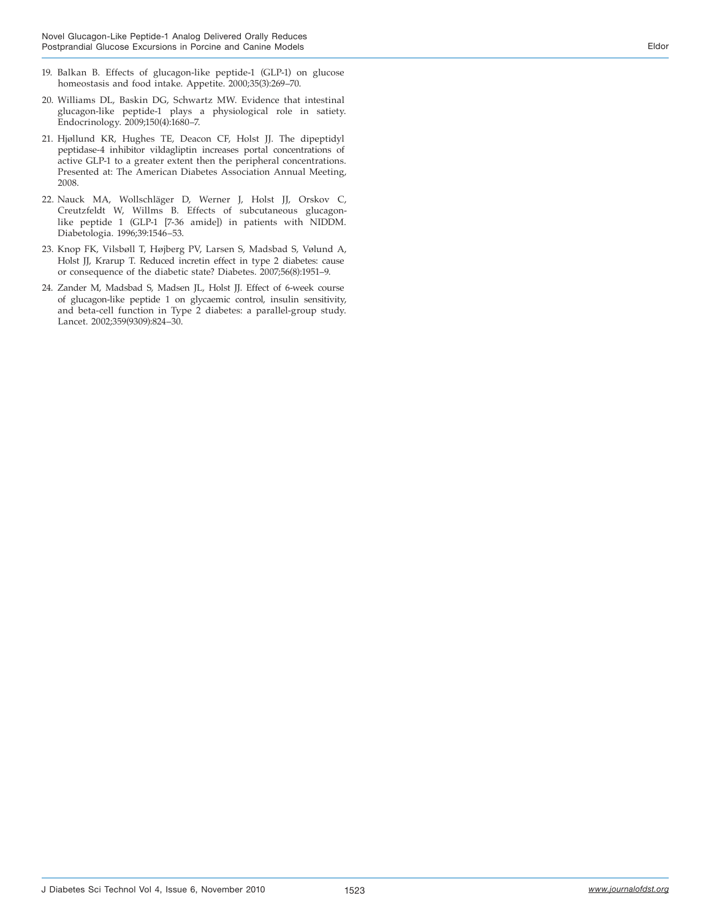19. Balkan B. Effects of glucagon-like peptide-1 (GLP-1) on glucose homeostasis and food intake. Appetite. 2000;35(3):269–70.

20. Williams DL, Baskin DG, Schwartz MW. Evidence that intestinal glucagon-like peptide-1 plays a physiological role in satiety. Endocrinology. 2009;150(4):1680–7.

21. Hjøllund KR, Hughes TE, Deacon CF, Holst JJ. The dipeptidyl peptidase-4 inhibitor vildagliptin increases portal concentrations of active GLP-1 to a greater extent then the peripheral concentrations. Presented at: The American Diabetes Association Annual Meeting, 2008.

22. Nauck MA, Wollschläger D, Werner J, Holst JJ, Orskov C, Creutzfeldt W, Willms B. Effects of subcutaneous glucagon-like peptide 1 (GLP-1 [7-36 amide]) in patients with NIDDM. Diabetologia. 1996;39:1546–53.

23. Knop FK, Vilsbøll T, Højberg PV, Larsen S, Madsbad S, Vølund A, Holst JJ, Krarup T. Reduced incretin effect in type 2 diabetes: cause or consequence of the diabetic state? Diabetes. 2007;56(8):1951–9.

24. Zander M, Madsbad S, Madsen JL, Holst JJ. Effect of 6-week course of glucagon-like peptide 1 on glycaemic control, insulin sensitivity, and beta-cell function in Type 2 diabetes: a parallel-group study. Lancet. 2002;359(9309):824–30.